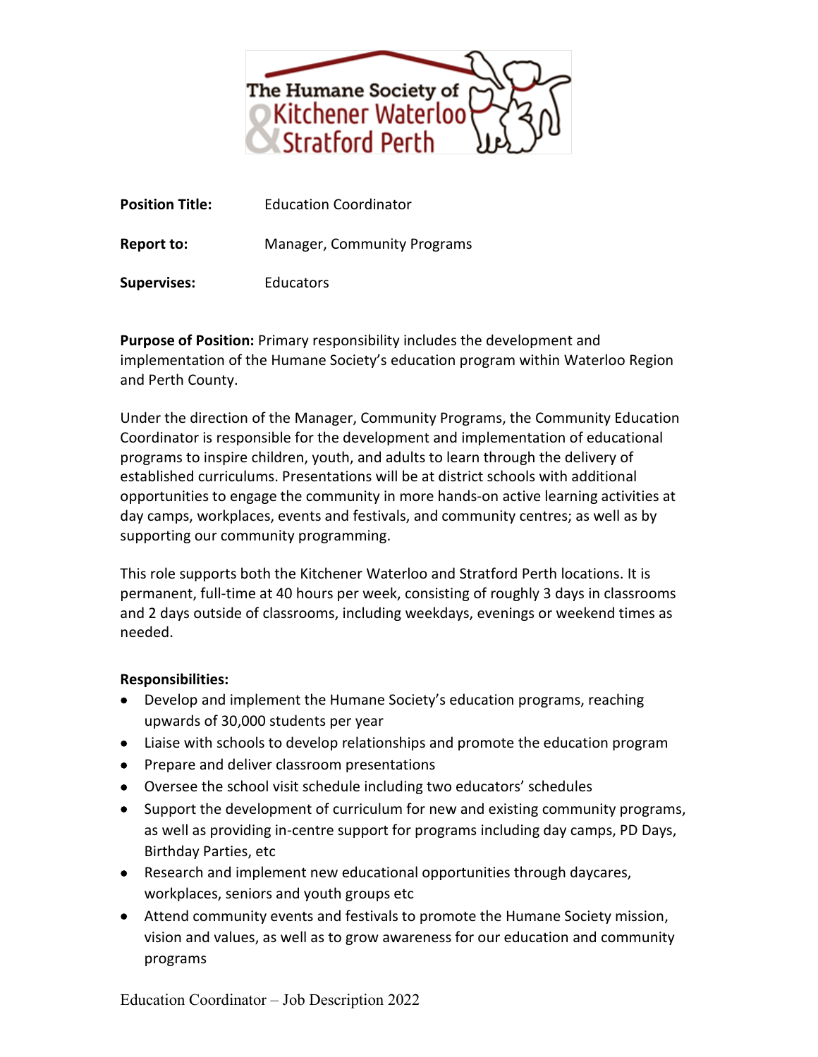The Humane Society of Kitchener Waterloo & Stratford Perth

**Position Title:** Education Coordinator

**Report to:** Manager, Community Programs

**Supervises:** Educators

**Purpose of Position:** Primary responsibility includes the development and implementation of the Humane Society's education program within Waterloo Region and Perth County.

Under the direction of the Manager, Community Programs, the Community Education Coordinator is responsible for the development and implementation of educational programs to inspire children, youth, and adults to learn through the delivery of established curriculums. Presentations will be at district schools with additional opportunities to engage the community in more hands-on active learning activities at day camps, workplaces, events and festivals, and community centres; as well as by supporting our community programming.

This role supports both the Kitchener Waterloo and Stratford Perth locations. It is permanent, full-time at 40 hours per week, consisting of roughly 3 days in classrooms and 2 days outside of classrooms, including weekdays, evenings or weekend times as needed.

**Responsibilities:**

- Develop and implement the Humane Society's education programs, reaching upwards of 30,000 students per year
- Liaise with schools to develop relationships and promote the education program
- Prepare and deliver classroom presentations
- Oversee the school visit schedule including two educators' schedules
- Support the development of curriculum for new and existing community programs, as well as providing in-centre support for programs including day camps, PD Days, Birthday Parties, etc
- Research and implement new educational opportunities through daycares, workplaces, seniors and youth groups etc
- Attend community events and festivals to promote the Humane Society mission, vision and values, as well as to grow awareness for our education and community programs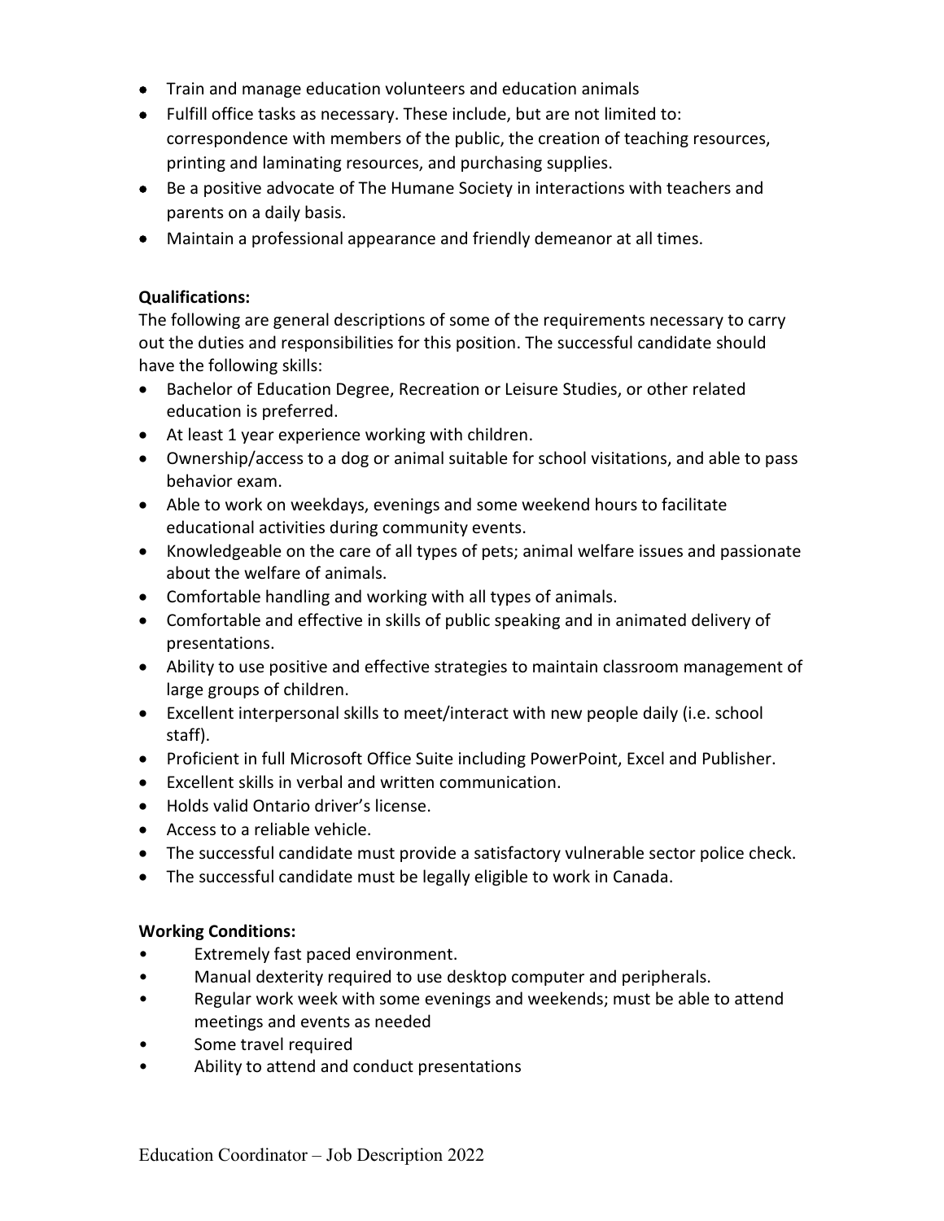- Train and manage education volunteers and education animals
- Fulfill office tasks as necessary. These include, but are not limited to: correspondence with members of the public, the creation of teaching resources, printing and laminating resources, and purchasing supplies.
- Be a positive advocate of The Humane Society in interactions with teachers and parents on a daily basis.
- Maintain a professional appearance and friendly demeanor at all times.

**Qualifications:**

The following are general descriptions of some of the requirements necessary to carry out the duties and responsibilities for this position. The successful candidate should have the following skills:

- Bachelor of Education Degree, Recreation or Leisure Studies, or other related education is preferred.
- At least 1 year experience working with children.
- Ownership/access to a dog or animal suitable for school visitations, and able to pass behavior exam.
- Able to work on weekdays, evenings and some weekend hours to facilitate educational activities during community events.
- Knowledgeable on the care of all types of pets; animal welfare issues and passionate about the welfare of animals.
- Comfortable handling and working with all types of animals.
- Comfortable and effective in skills of public speaking and in animated delivery of presentations.
- Ability to use positive and effective strategies to maintain classroom management of large groups of children.
- Excellent interpersonal skills to meet/interact with new people daily (i.e. school staff).
- Proficient in full Microsoft Office Suite including PowerPoint, Excel and Publisher.
- Excellent skills in verbal and written communication.
- Holds valid Ontario driver's license.
- Access to a reliable vehicle.
- The successful candidate must provide a satisfactory vulnerable sector police check.
- The successful candidate must be legally eligible to work in Canada.

**Working Conditions:**

- Extremely fast paced environment.
- Manual dexterity required to use desktop computer and peripherals.
- Regular work week with some evenings and weekends; must be able to attend meetings and events as needed
- Some travel required
- Ability to attend and conduct presentations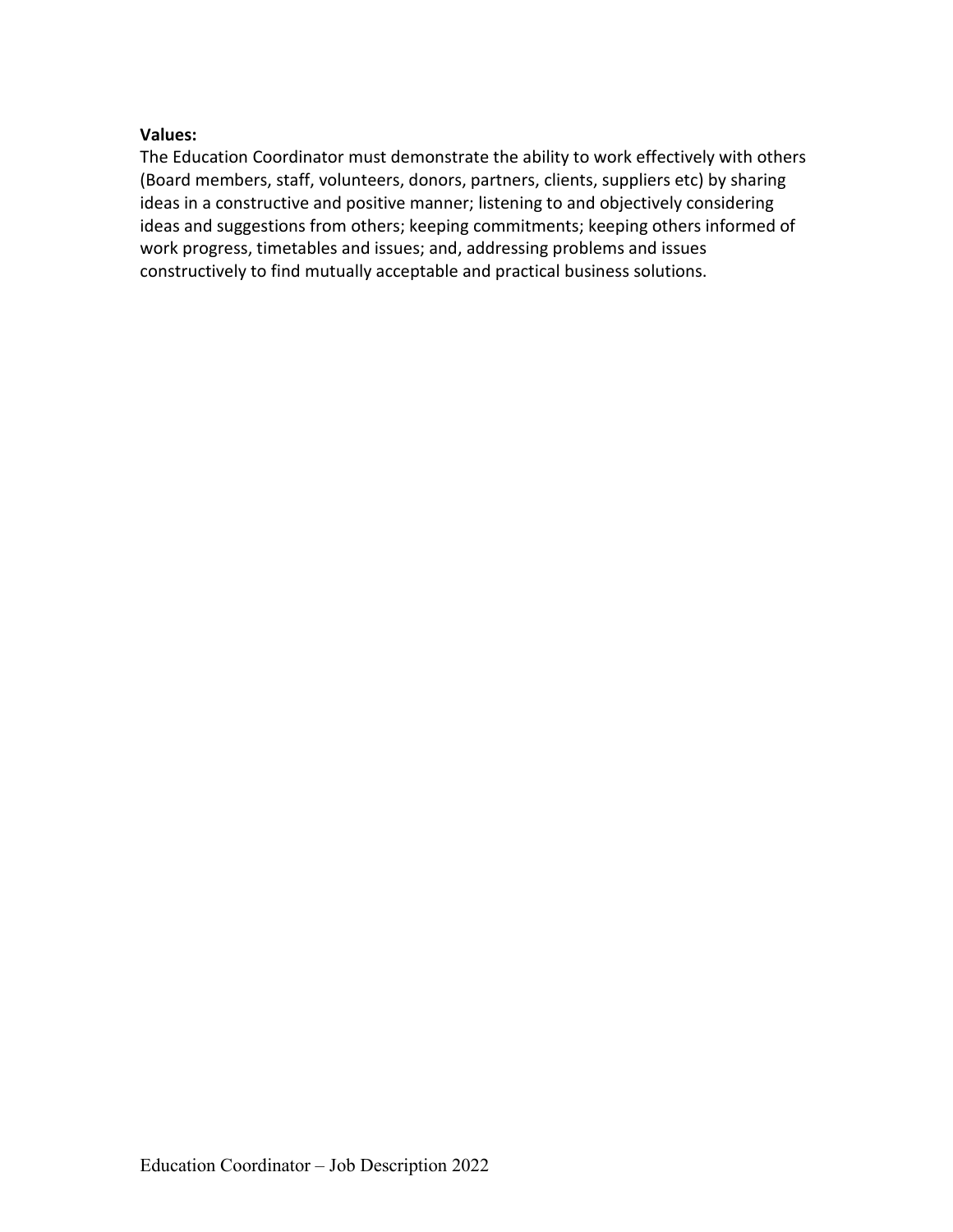**Values:**
The Education Coordinator must demonstrate the ability to work effectively with others (Board members, staff, volunteers, donors, partners, clients, suppliers etc) by sharing ideas in a constructive and positive manner; listening to and objectively considering ideas and suggestions from others; keeping commitments; keeping others informed of work progress, timetables and issues; and, addressing problems and issues constructively to find mutually acceptable and practical business solutions.